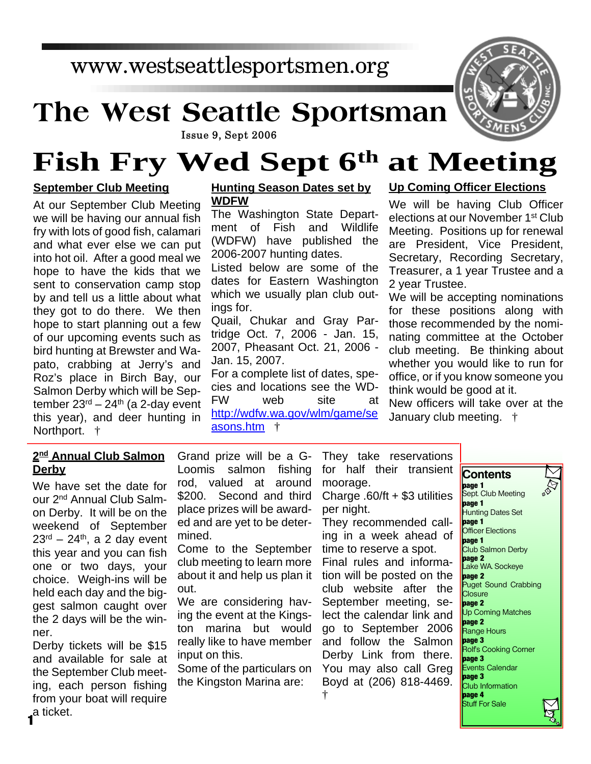www.westseattlesportsmen.org

# The West Seattle Sportsman

Issue 9, Sept 2006

# Fish Fry Wed Sept 6th at Meeting

## September Club Meeting

At our September Club Meeting we will be having our annual fish fry with lots of good fish, calamari and what ever else we can put into hot oil. After a good meal we hope to have the kids that we sent to conservation camp stop by and tell us a little about what they got to do there. We then hope to start planning out a few of our upcoming events such as bird hunting at Brewster and Wapato, crabbing at Jerry's and Roz's place in Birch Bay, our Salmon Derby which will be September 23rd – 24th (a 2-day event this year), and deer hunting in Northport. †

## Hunting Season Dates set by WDFW

The Washington State Department of Fish and Wildlife (WDFW) have published the 2006-2007 hunting dates.

Listed below are some of the dates for Eastern Washington which we usually plan club outings for.

Quail, Chukar and Gray Partridge Oct. 7, 2006 - Jan. 15, 2007, Pheasant Oct. 21, 2006 - Jan. 15, 2007.

For a complete list of dates, species and locations see the WDFW web site at http://wdfw.wa.gov/wlm/game/seasons.htm †

## Up Coming Officer Elections

We will be having Club Officer elections at our November 1st Club Meeting. Positions up for renewal are President, Vice President, Secretary, Recording Secretary, Treasurer, a 1 year Trustee and a 2 year Trustee.

We will be accepting nominations for these positions along with those recommended by the nominating committee at the October club meeting. Be thinking about whether you would like to run for office, or if you know someone you think would be good at it.

New officers will take over at the January club meeting. †

## 2nd Annual Club Salmon Derby

We have set the date for our 2nd Annual Club Salmon Derby. It will be on the weekend of September 23rd – 24th, a 2 day event this year and you can fish one or two days, your choice. Weigh-ins will be held each day and the biggest salmon caught over the 2 days will be the winner.

Derby tickets will be $15 and available for sale at the September Club meeting, each person fishing from your boat will require a ticket.

Grand prize will be a G-Loomis salmon fishing rod, valued at around $200. Second and third place prizes will be awarded and are yet to be determined.

Come to the September club meeting to learn more about it and help us plan it out.

We are considering having the event at the Kingston marina but would really like to have member input on this.

Some of the particulars on the Kingston Marina are:

They take reservations for half their transient moorage.

Charge .60/ft + $3 utilities per night.

They recommended calling in a week ahead of time to reserve a spot.

Final rules and information will be posted on the club website after the September meeting, select the calendar link and go to September 2006 and follow the Salmon Derby Link from there. You may also call Greg Boyd at (206) 818-4469. †

## Contents

- **page 1** Sept. Club Meeting
- **page 1** Hunting Dates Set
- **page 1** Officer Elections
- **page 1** Club Salmon Derby
- **page 2** Lake WA. Sockeye
- **page 2** Puget Sound Crabbing Closure
- **page 2** Up Coming Matches
- **page 2** Range Hours
- **page 3** Rolf's Cooking Corner
- **page 3** Events Calendar
- **page 3** Club Information
- **page 4** Stuff For Sale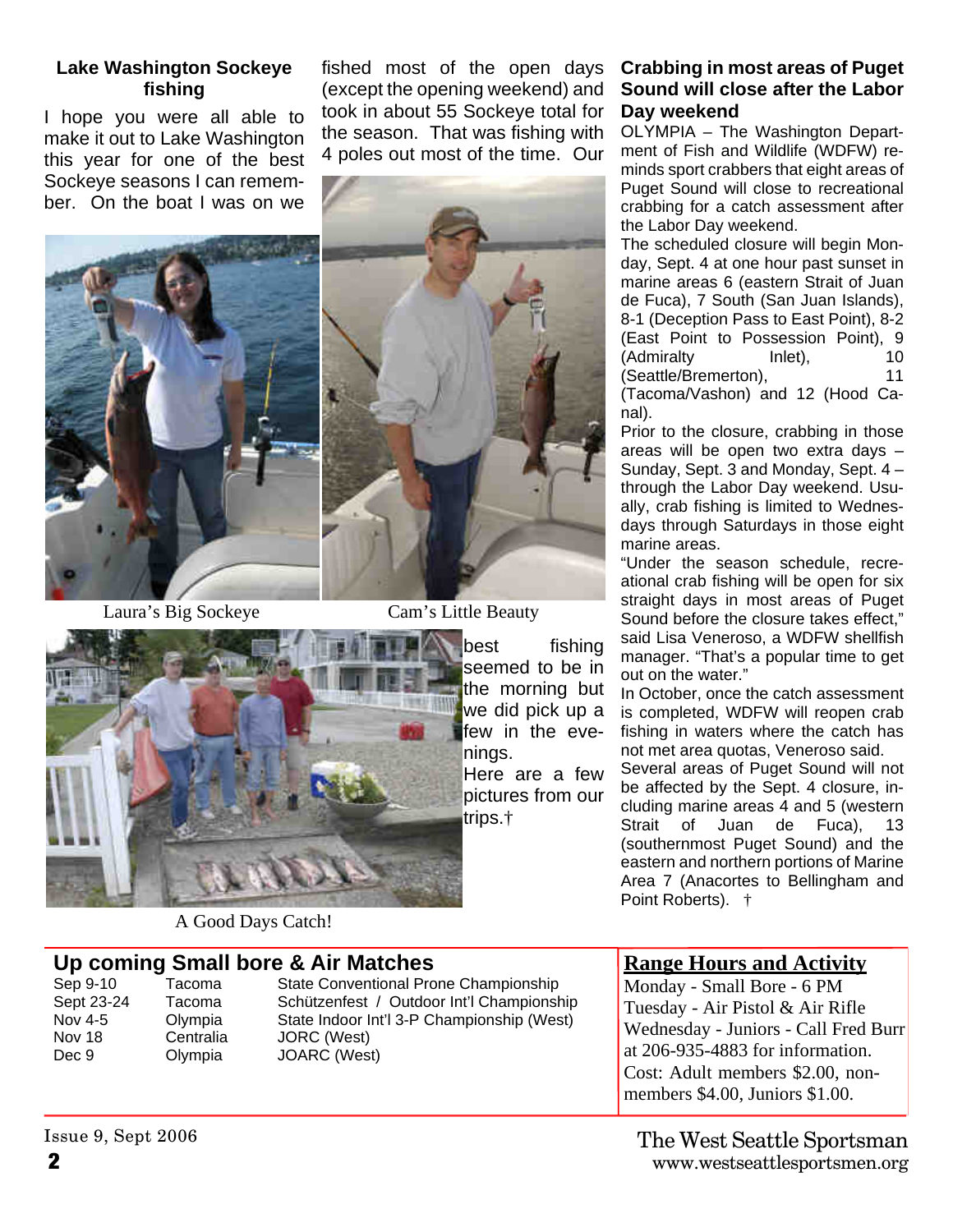## Lake Washington Sockeye fishing

I hope you were all able to make it out to Lake Washington this year for one of the best Sockeye seasons I can remember. On the boat I was on we fished most of the open days (except the opening weekend) and took in about 55 Sockeye total for the season. That was fishing with 4 poles out most of the time. Our best fishing seemed to be in the morning but we did pick up a few in the evenings.

Here are a few pictures from our trips.†

Laura's Big Sockeye

Cam's Little Beauty

A Good Days Catch!

## Crabbing in most areas of Puget Sound will close after the Labor Day weekend

OLYMPIA – The Washington Department of Fish and Wildlife (WDFW) reminds sport crabbers that eight areas of Puget Sound will close to recreational crabbing for a catch assessment after the Labor Day weekend.

The scheduled closure will begin Monday, Sept. 4 at one hour past sunset in marine areas 6 (eastern Strait of Juan de Fuca), 7 South (San Juan Islands), 8-1 (Deception Pass to East Point), 8-2 (East Point to Possession Point), 9 (Admiralty Inlet), 10 (Seattle/Bremerton), 11 (Tacoma/Vashon) and 12 (Hood Canal).

Prior to the closure, crabbing in those areas will be open two extra days – Sunday, Sept. 3 and Monday, Sept. 4 – through the Labor Day weekend. Usually, crab fishing is limited to Wednesdays through Saturdays in those eight marine areas.

"Under the season schedule, recreational crab fishing will be open for six straight days in most areas of Puget Sound before the closure takes effect," said Lisa Veneroso, a WDFW shellfish manager. "That's a popular time to get out on the water."

In October, once the catch assessment is completed, WDFW will reopen crab fishing in waters where the catch has not met area quotas, Veneroso said.

Several areas of Puget Sound will not be affected by the Sept. 4 closure, including marine areas 4 and 5 (western Strait of Juan de Fuca), 13 (southernmost Puget Sound) and the eastern and northern portions of Marine Area 7 (Anacortes to Bellingham and Point Roberts). †

## Up coming Small bore & Air Matches

| | | |
|---|---|---|
| Sep 9-10 | Tacoma | State Conventional Prone Championship |
| Sept 23-24 | Tacoma | Schützenfest / Outdoor Int'l Championship |
| Nov 4-5 | Olympia | State Indoor Int'l 3-P Championship (West) |
| Nov 18 | Centralia | JORC (West) |
| Dec 9 | Olympia | JOARC (West) |

## Range Hours and Activity

Monday - Small Bore - 6 PM
Tuesday - Air Pistol & Air Rifle
Wednesday - Juniors - Call Fred Burr at 206-935-4883 for information.
Cost: Adult members $2.00, non-members $4.00, Juniors $1.00.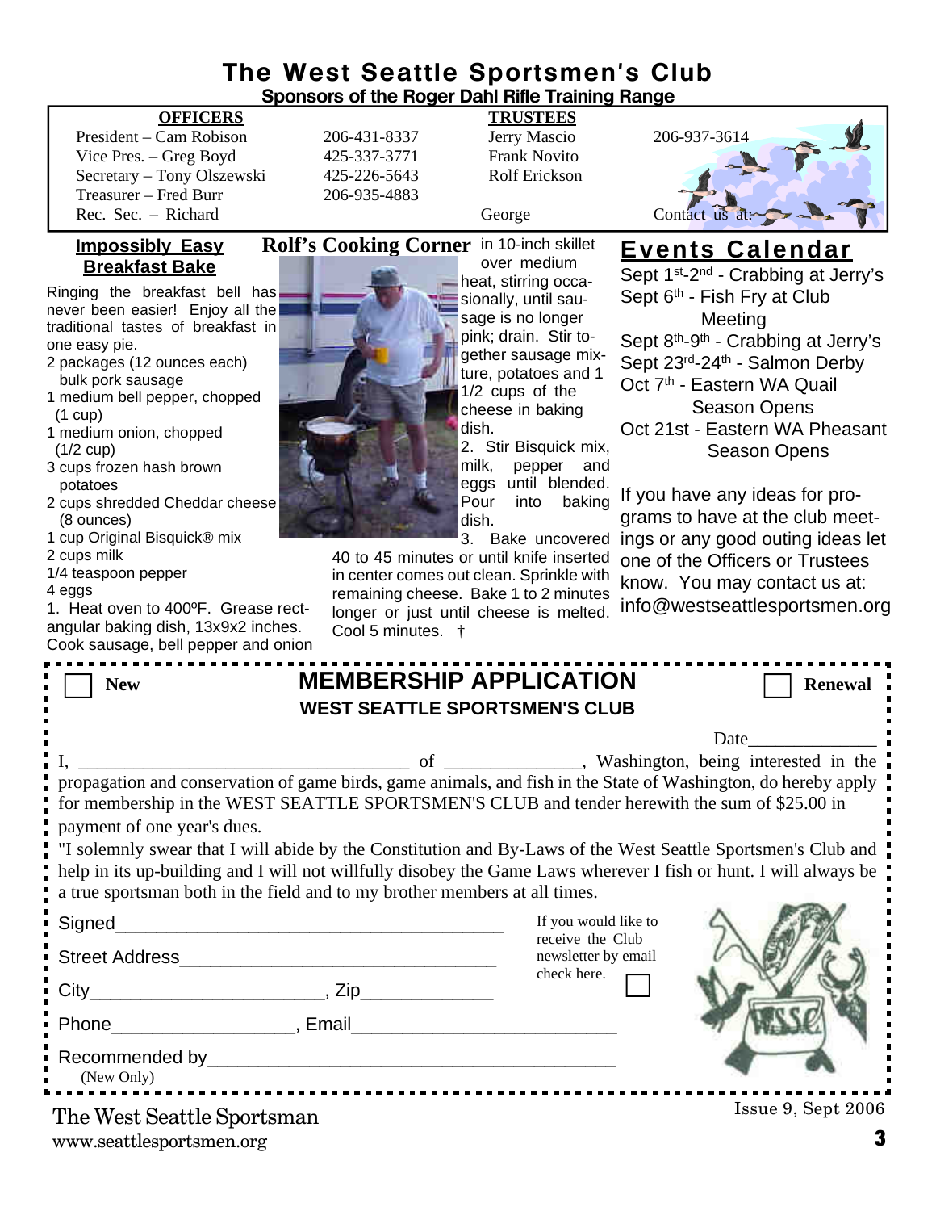# The West Seattle Sportsmen's Club

**Sponsors of the Roger Dahl Rifle Training Range**

| OFFICERS | | TRUSTEES | |
|---|---|---|---|
| President – Cam Robison | 206-431-8337 | Jerry Mascio | 206-937-3614 |
| Vice Pres. – Greg Boyd | 425-337-3771 | Frank Novito | |
| Secretary – Tony Olszewski | 425-226-5643 | Rolf Erickson | |
| Treasurer – Fred Burr | 206-935-4883 | | |
| Rec. Sec. – Richard | | George | Contact us at: |

## Rolf's Cooking Corner

### Impossibly Easy Breakfast Bake

Ringing the breakfast bell has never been easier! Enjoy all the traditional tastes of breakfast in one easy pie.

- 2 packages (12 ounces each) bulk pork sausage
- 1 medium bell pepper, chopped (1 cup)
- 1 medium onion, chopped (1/2 cup)
- 3 cups frozen hash brown potatoes
- 2 cups shredded Cheddar cheese (8 ounces)
- 1 cup Original Bisquick® mix
- 2 cups milk
- 1/4 teaspoon pepper
- 4 eggs

1. Heat oven to 400ºF. Grease rectangular baking dish, 13x9x2 inches. Cook sausage, bell pepper and onion in 10-inch skillet over medium heat, stirring occasionally, until sausage is no longer pink; drain. Stir together sausage mixture, potatoes and 1 1/2 cups of the cheese in baking dish.
2. Stir Bisquick mix, milk, pepper and eggs until blended. Pour into baking dish.
3. Bake uncovered 40 to 45 minutes or until knife inserted in center comes out clean. Sprinkle with remaining cheese. Bake 1 to 2 minutes longer or just until cheese is melted. Cool 5 minutes. †

## Events Calendar

- Sept 1st-2nd - Crabbing at Jerry's
- Sept 6th - Fish Fry at Club Meeting
- Sept 8th-9th - Crabbing at Jerry's
- Sept 23rd-24th - Salmon Derby
- Oct 7th - Eastern WA Quail Season Opens
- Oct 21st - Eastern WA Pheasant Season Opens

If you have any ideas for programs to have at the club meetings or any good outing ideas let one of the Officers or Trustees know. You may contact us at: info@westseattlesportsmen.org

---

☐ New **MEMBERSHIP APPLICATION** ☐ Renewal

**WEST SEATTLE SPORTSMEN'S CLUB**

Date______________

I, ___________________________________ of ______________, Washington, being interested in the propagation and conservation of game birds, game animals, and fish in the State of Washington, do hereby apply for membership in the WEST SEATTLE SPORTSMEN'S CLUB and tender herewith the sum of $25.00 in payment of one year's dues.

"I solemnly swear that I will abide by the Constitution and By-Laws of the West Seattle Sportsmen's Club and help in its up-building and I will not willfully disobey the Game Laws wherever I fish or hunt. I will always be a true sportsman both in the field and to my brother members at all times.

Signed_____________________________________

Street Address______________________________

City______________________, Zip_____________

Phone__________________, Email__________________________

Recommended by_______________________________________
(New Only)

If you would like to receive the Club newsletter by email check here. ☐

The West Seattle Sportsman
www.seattlesportsmen.org

Issue 9, Sept 2006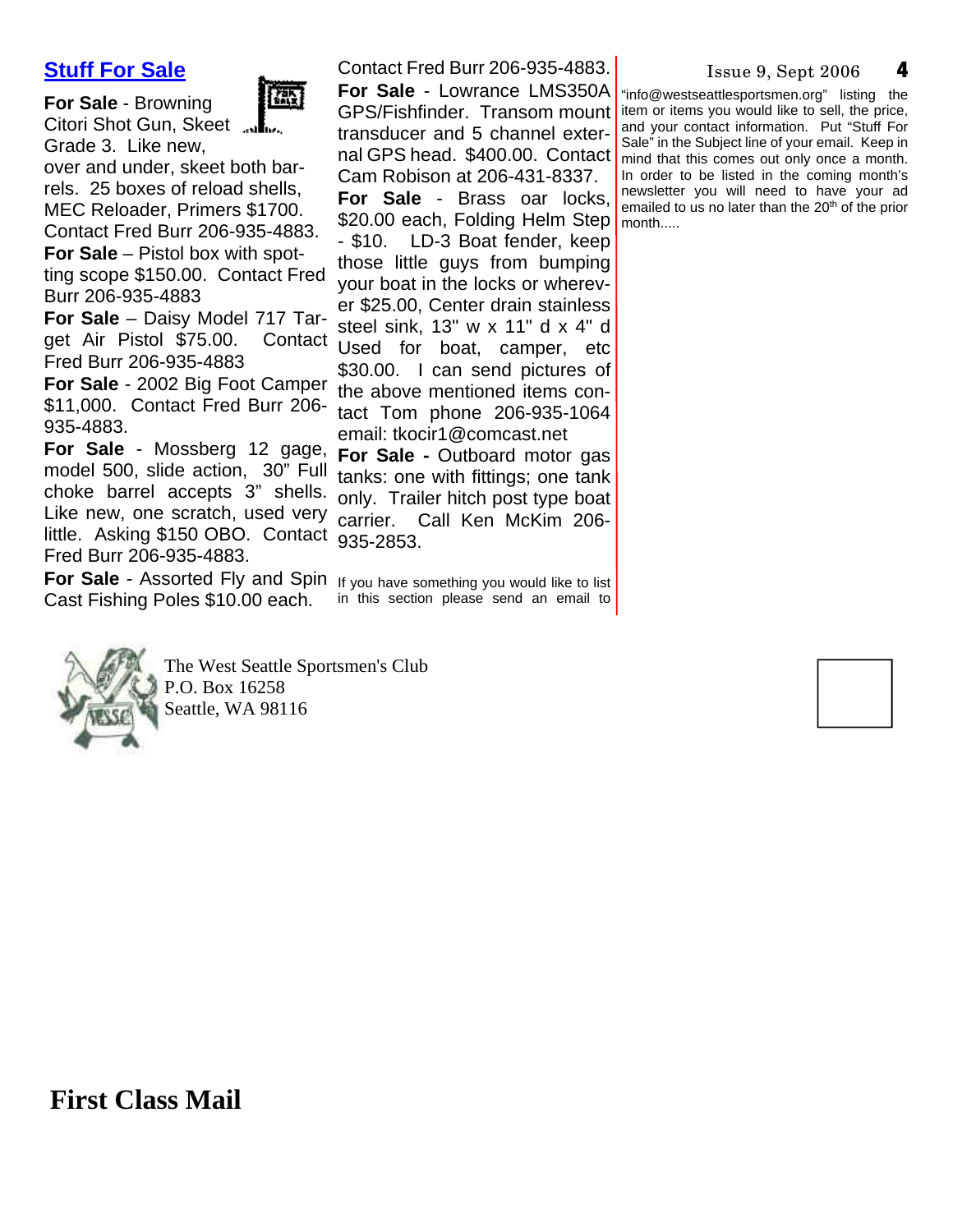## Stuff For Sale

**For Sale** - Browning Citori Shot Gun, Skeet Grade 3. Like new, over and under, skeet both barrels. 25 boxes of reload shells, MEC Reloader, Primers $1700. Contact Fred Burr 206-935-4883.

**For Sale** – Pistol box with spotting scope $150.00. Contact Fred Burr 206-935-4883

**For Sale** – Daisy Model 717 Target Air Pistol $75.00. Contact Fred Burr 206-935-4883

**For Sale** - 2002 Big Foot Camper $11,000. Contact Fred Burr 206-935-4883.

**For Sale** - Mossberg 12 gage, model 500, slide action, 30" Full choke barrel accepts 3" shells. Like new, one scratch, used very little. Asking $150 OBO. Contact Fred Burr 206-935-4883.

**For Sale** - Assorted Fly and Spin Cast Fishing Poles $10.00 each. Contact Fred Burr 206-935-4883.

**For Sale** - Lowrance LMS350A GPS/Fishfinder. Transom mount transducer and 5 channel external GPS head. $400.00. Contact Cam Robison at 206-431-8337.

**For Sale** - Brass oar locks, $20.00 each, Folding Helm Step - $10. LD-3 Boat fender, keep those little guys from bumping your boat in the locks or wherever $25.00, Center drain stainless steel sink, 13" w x 11" d x 4" d Used for boat, camper, etc $30.00. I can send pictures of the above mentioned items contact Tom phone 206-935-1064 email: tkocir1@comcast.net

**For Sale -** Outboard motor gas tanks: one with fittings; one tank only. Trailer hitch post type boat carrier. Call Ken McKim 206-935-2853.

If you have something you would like to list in this section please send an email to "info@westseattlesportsmen.org" listing the item or items you would like to sell, the price, and your contact information. Put "Stuff For Sale" in the Subject line of your email. Keep in mind that this comes out only once a month. In order to be listed in the coming month's newsletter you will need to have your ad emailed to us no later than the 20th of the prior month.....

The West Seattle Sportsmen's Club
P.O. Box 16258
Seattle, WA 98116

**First Class Mail**